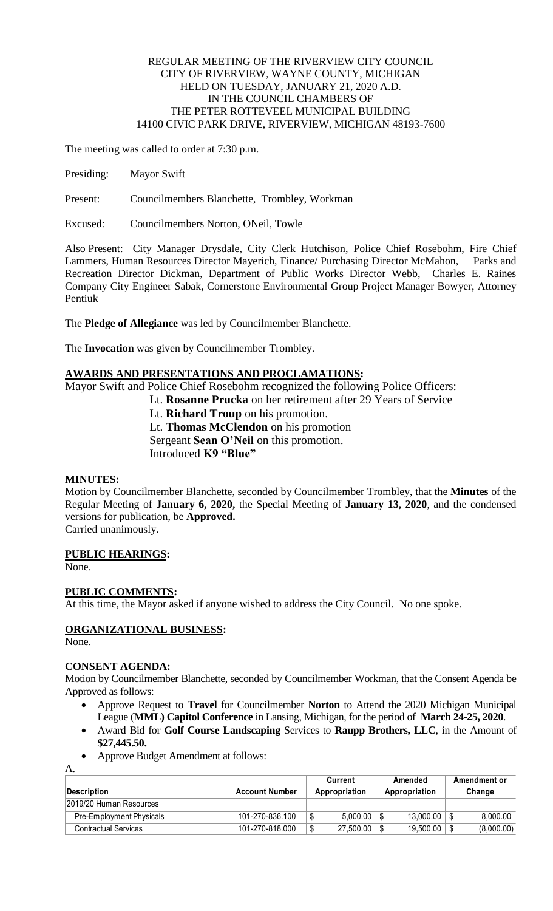REGULAR MEETING OF THE RIVERVIEW CITY COUNCIL
CITY OF RIVERVIEW, WAYNE COUNTY, MICHIGAN
HELD ON TUESDAY, JANUARY 21, 2020 A.D.
IN THE COUNCIL CHAMBERS OF
THE PETER ROTTEVEEL MUNICIPAL BUILDING
14100 CIVIC PARK DRIVE, RIVERVIEW, MICHIGAN 48193-7600

The meeting was called to order at 7:30 p.m.

Presiding: Mayor Swift

Present: Councilmembers Blanchette, Trombley, Workman

Excused: Councilmembers Norton, ONeil, Towle

Also Present: City Manager Drysdale, City Clerk Hutchison, Police Chief Rosebohm, Fire Chief Lammers, Human Resources Director Mayerich, Finance/ Purchasing Director McMahon, Parks and Recreation Director Dickman, Department of Public Works Director Webb, Charles E. Raines Company City Engineer Sabak, Cornerstone Environmental Group Project Manager Bowyer, Attorney Pentiuk

The **Pledge of Allegiance** was led by Councilmember Blanchette.

The **Invocation** was given by Councilmember Trombley.

## AWARDS AND PRESENTATIONS AND PROCLAMATIONS:

Mayor Swift and Police Chief Rosebohm recognized the following Police Officers:

Lt. **Rosanne Prucka** on her retirement after 29 Years of Service
Lt. **Richard Troup** on his promotion.
Lt. **Thomas McClendon** on his promotion
Sergeant **Sean O'Neil** on this promotion.
Introduced **K9 "Blue"**

## MINUTES:

Motion by Councilmember Blanchette, seconded by Councilmember Trombley, that the **Minutes** of the Regular Meeting of **January 6, 2020,** the Special Meeting of **January 13, 2020**, and the condensed versions for publication, be **Approved.**
Carried unanimously.

## PUBLIC HEARINGS:

None.

## PUBLIC COMMENTS:

At this time, the Mayor asked if anyone wished to address the City Council. No one spoke.

## ORGANIZATIONAL BUSINESS:

None.

## CONSENT AGENDA:

Motion by Councilmember Blanchette, seconded by Councilmember Workman, that the Consent Agenda be Approved as follows:

- Approve Request to **Travel** for Councilmember **Norton** to Attend the 2020 Michigan Municipal League (**MML) Capitol Conference** in Lansing, Michigan, for the period of **March 24-25, 2020**.
- Award Bid for **Golf Course Landscaping** Services to **Raupp Brothers, LLC**, in the Amount of **$27,445.50.**
- Approve Budget Amendment at follows:

A.

| Description | Account Number | Current Appropriation | Amended Appropriation | Amendment or Change |
|---|---|---|---|---|
| 2019/20 Human Resources | | | | |
| Pre-Employment Physicals | 101-270-836.100 | $ 5,000.00 | $ 13,000.00 | $ 8,000.00 |
| Contractual Services | 101-270-818.000 | $ 27,500.00 | $ 19,500.00 | $ (8,000.00) |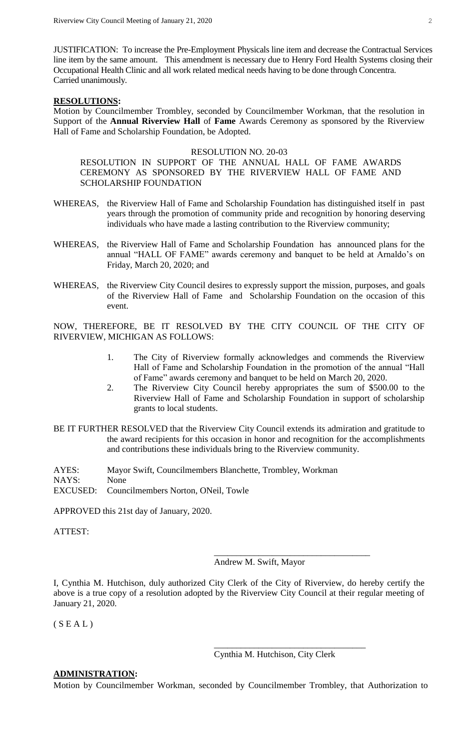JUSTIFICATION: To increase the Pre-Employment Physicals line item and decrease the Contractual Services line item by the same amount. This amendment is necessary due to Henry Ford Health Systems closing their Occupational Health Clinic and all work related medical needs having to be done through Concentra.
Carried unanimously.

**RESOLUTIONS:**

Motion by Councilmember Trombley, seconded by Councilmember Workman, that the resolution in Support of the **Annual Riverview Hall** of **Fame** Awards Ceremony as sponsored by the Riverview Hall of Fame and Scholarship Foundation, be Adopted.

RESOLUTION NO. 20-03

RESOLUTION IN SUPPORT OF THE ANNUAL HALL OF FAME AWARDS CEREMONY AS SPONSORED BY THE RIVERVIEW HALL OF FAME AND SCHOLARSHIP FOUNDATION

WHEREAS, the Riverview Hall of Fame and Scholarship Foundation has distinguished itself in past years through the promotion of community pride and recognition by honoring deserving individuals who have made a lasting contribution to the Riverview community;

WHEREAS, the Riverview Hall of Fame and Scholarship Foundation has announced plans for the annual "HALL OF FAME" awards ceremony and banquet to be held at Arnaldo's on Friday, March 20, 2020; and

WHEREAS, the Riverview City Council desires to expressly support the mission, purposes, and goals of the Riverview Hall of Fame and Scholarship Foundation on the occasion of this event.

NOW, THEREFORE, BE IT RESOLVED BY THE CITY COUNCIL OF THE CITY OF RIVERVIEW, MICHIGAN AS FOLLOWS:

1. The City of Riverview formally acknowledges and commends the Riverview Hall of Fame and Scholarship Foundation in the promotion of the annual "Hall of Fame" awards ceremony and banquet to be held on March 20, 2020.
2. The Riverview City Council hereby appropriates the sum of $500.00 to the Riverview Hall of Fame and Scholarship Foundation in support of scholarship grants to local students.

BE IT FURTHER RESOLVED that the Riverview City Council extends its admiration and gratitude to the award recipients for this occasion in honor and recognition for the accomplishments and contributions these individuals bring to the Riverview community.

AYES: Mayor Swift, Councilmembers Blanchette, Trombley, Workman
NAYS: None
EXCUSED: Councilmembers Norton, ONeil, Towle

APPROVED this 21st day of January, 2020.

ATTEST:

\_\_\_\_\_\_\_\_\_\_\_\_\_\_\_\_\_\_\_\_\_\_\_\_\_\_\_\_\_\_\_\_\_\_\_
Andrew M. Swift, Mayor

I, Cynthia M. Hutchison, duly authorized City Clerk of the City of Riverview, do hereby certify the above is a true copy of a resolution adopted by the Riverview City Council at their regular meeting of January 21, 2020.

( S E A L )

\_\_\_\_\_\_\_\_\_\_\_\_\_\_\_\_\_\_\_\_\_\_\_\_\_\_\_\_\_\_\_\_\_\_\_
Cynthia M. Hutchison, City Clerk

**ADMINISTRATION:**

Motion by Councilmember Workman, seconded by Councilmember Trombley, that Authorization to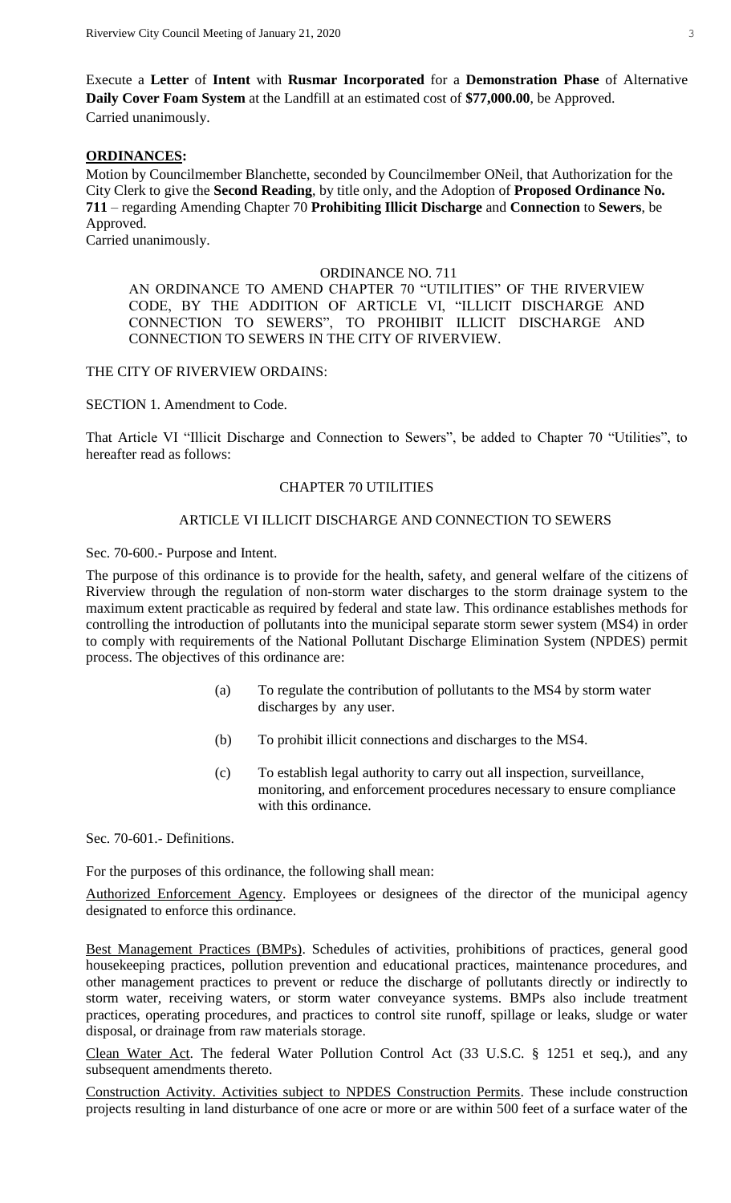Execute a **Letter** of **Intent** with **Rusmar Incorporated** for a **Demonstration Phase** of Alternative **Daily Cover Foam System** at the Landfill at an estimated cost of **$77,000.00**, be Approved.
Carried unanimously.

## ORDINANCES:

Motion by Councilmember Blanchette, seconded by Councilmember ONeil, that Authorization for the City Clerk to give the **Second Reading**, by title only, and the Adoption of **Proposed Ordinance No. 711** – regarding Amending Chapter 70 **Prohibiting Illicit Discharge** and **Connection** to **Sewers**, be Approved.
Carried unanimously.

### ORDINANCE NO. 711

AN ORDINANCE TO AMEND CHAPTER 70 "UTILITIES" OF THE RIVERVIEW CODE, BY THE ADDITION OF ARTICLE VI, "ILLICIT DISCHARGE AND CONNECTION TO SEWERS", TO PROHIBIT ILLICIT DISCHARGE AND CONNECTION TO SEWERS IN THE CITY OF RIVERVIEW.

THE CITY OF RIVERVIEW ORDAINS:

SECTION 1. Amendment to Code.

That Article VI "Illicit Discharge and Connection to Sewers", be added to Chapter 70 "Utilities", to hereafter read as follows:

### CHAPTER 70 UTILITIES

### ARTICLE VI ILLICIT DISCHARGE AND CONNECTION TO SEWERS

Sec. 70-600.- Purpose and Intent.

The purpose of this ordinance is to provide for the health, safety, and general welfare of the citizens of Riverview through the regulation of non-storm water discharges to the storm drainage system to the maximum extent practicable as required by federal and state law. This ordinance establishes methods for controlling the introduction of pollutants into the municipal separate storm sewer system (MS4) in order to comply with requirements of the National Pollutant Discharge Elimination System (NPDES) permit process. The objectives of this ordinance are:

(a) To regulate the contribution of pollutants to the MS4 by storm water discharges by any user.

(b) To prohibit illicit connections and discharges to the MS4.

(c) To establish legal authority to carry out all inspection, surveillance, monitoring, and enforcement procedures necessary to ensure compliance with this ordinance.

Sec. 70-601.- Definitions.

For the purposes of this ordinance, the following shall mean:

Authorized Enforcement Agency. Employees or designees of the director of the municipal agency designated to enforce this ordinance.

Best Management Practices (BMPs). Schedules of activities, prohibitions of practices, general good housekeeping practices, pollution prevention and educational practices, maintenance procedures, and other management practices to prevent or reduce the discharge of pollutants directly or indirectly to storm water, receiving waters, or storm water conveyance systems. BMPs also include treatment practices, operating procedures, and practices to control site runoff, spillage or leaks, sludge or water disposal, or drainage from raw materials storage.

Clean Water Act. The federal Water Pollution Control Act (33 U.S.C. § 1251 et seq.), and any subsequent amendments thereto.

Construction Activity. Activities subject to NPDES Construction Permits. These include construction projects resulting in land disturbance of one acre or more or are within 500 feet of a surface water of the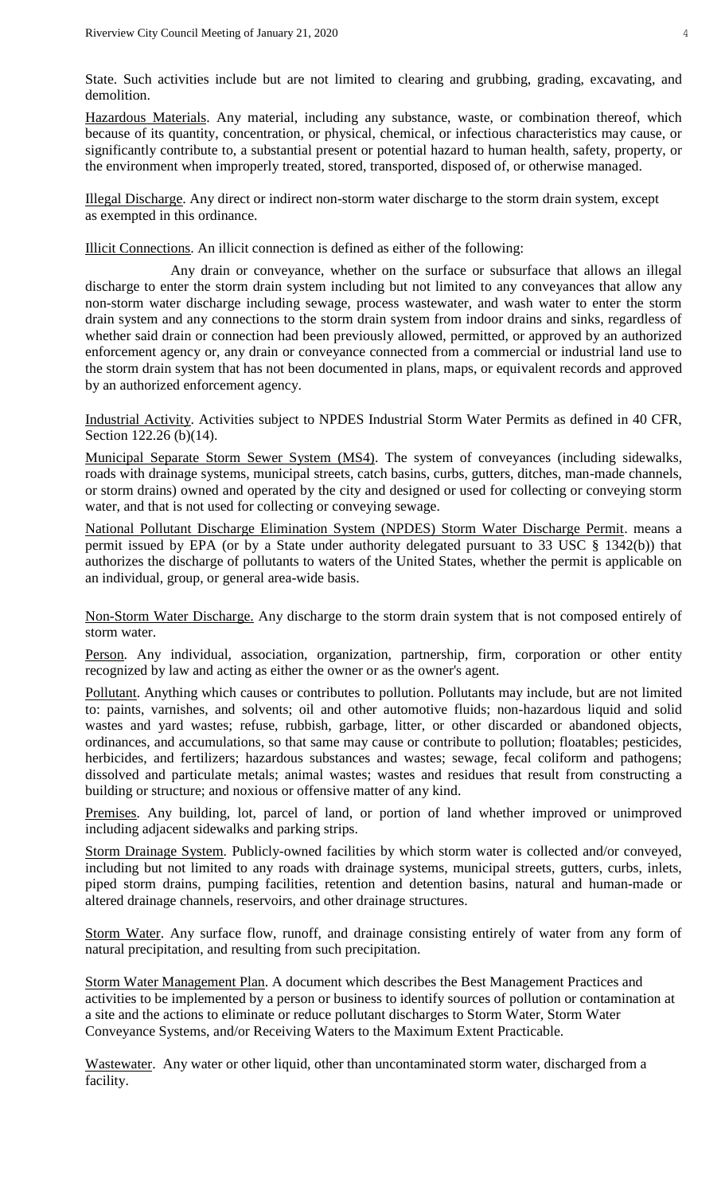State. Such activities include but are not limited to clearing and grubbing, grading, excavating, and demolition.

Hazardous Materials. Any material, including any substance, waste, or combination thereof, which because of its quantity, concentration, or physical, chemical, or infectious characteristics may cause, or significantly contribute to, a substantial present or potential hazard to human health, safety, property, or the environment when improperly treated, stored, transported, disposed of, or otherwise managed.

Illegal Discharge. Any direct or indirect non-storm water discharge to the storm drain system, except as exempted in this ordinance.

Illicit Connections. An illicit connection is defined as either of the following:

Any drain or conveyance, whether on the surface or subsurface that allows an illegal discharge to enter the storm drain system including but not limited to any conveyances that allow any non-storm water discharge including sewage, process wastewater, and wash water to enter the storm drain system and any connections to the storm drain system from indoor drains and sinks, regardless of whether said drain or connection had been previously allowed, permitted, or approved by an authorized enforcement agency or, any drain or conveyance connected from a commercial or industrial land use to the storm drain system that has not been documented in plans, maps, or equivalent records and approved by an authorized enforcement agency.

Industrial Activity. Activities subject to NPDES Industrial Storm Water Permits as defined in 40 CFR, Section 122.26 (b)(14).

Municipal Separate Storm Sewer System (MS4). The system of conveyances (including sidewalks, roads with drainage systems, municipal streets, catch basins, curbs, gutters, ditches, man-made channels, or storm drains) owned and operated by the city and designed or used for collecting or conveying storm water, and that is not used for collecting or conveying sewage.

National Pollutant Discharge Elimination System (NPDES) Storm Water Discharge Permit. means a permit issued by EPA (or by a State under authority delegated pursuant to 33 USC § 1342(b)) that authorizes the discharge of pollutants to waters of the United States, whether the permit is applicable on an individual, group, or general area-wide basis.

Non-Storm Water Discharge. Any discharge to the storm drain system that is not composed entirely of storm water.

Person. Any individual, association, organization, partnership, firm, corporation or other entity recognized by law and acting as either the owner or as the owner's agent.

Pollutant. Anything which causes or contributes to pollution. Pollutants may include, but are not limited to: paints, varnishes, and solvents; oil and other automotive fluids; non-hazardous liquid and solid wastes and yard wastes; refuse, rubbish, garbage, litter, or other discarded or abandoned objects, ordinances, and accumulations, so that same may cause or contribute to pollution; floatables; pesticides, herbicides, and fertilizers; hazardous substances and wastes; sewage, fecal coliform and pathogens; dissolved and particulate metals; animal wastes; wastes and residues that result from constructing a building or structure; and noxious or offensive matter of any kind.

Premises. Any building, lot, parcel of land, or portion of land whether improved or unimproved including adjacent sidewalks and parking strips.

Storm Drainage System. Publicly-owned facilities by which storm water is collected and/or conveyed, including but not limited to any roads with drainage systems, municipal streets, gutters, curbs, inlets, piped storm drains, pumping facilities, retention and detention basins, natural and human-made or altered drainage channels, reservoirs, and other drainage structures.

Storm Water. Any surface flow, runoff, and drainage consisting entirely of water from any form of natural precipitation, and resulting from such precipitation.

Storm Water Management Plan. A document which describes the Best Management Practices and activities to be implemented by a person or business to identify sources of pollution or contamination at a site and the actions to eliminate or reduce pollutant discharges to Storm Water, Storm Water Conveyance Systems, and/or Receiving Waters to the Maximum Extent Practicable.

Wastewater. Any water or other liquid, other than uncontaminated storm water, discharged from a facility.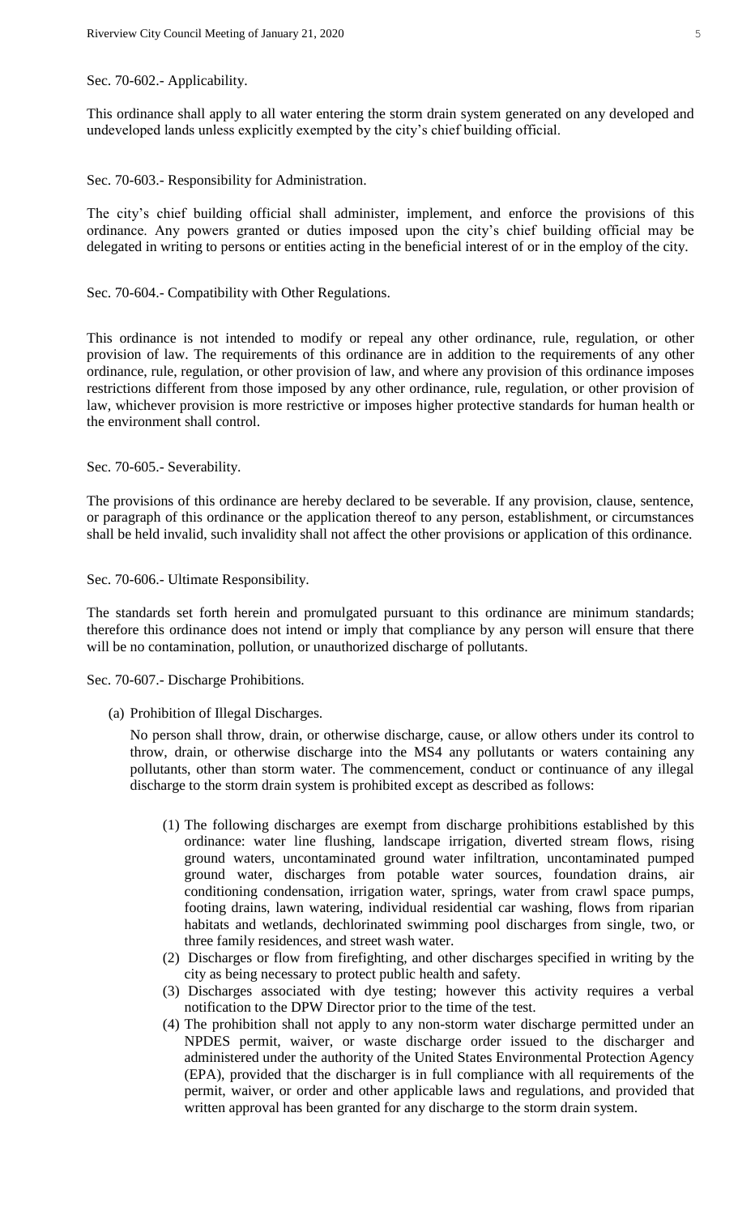Sec. 70-602.- Applicability.

This ordinance shall apply to all water entering the storm drain system generated on any developed and undeveloped lands unless explicitly exempted by the city's chief building official.

Sec. 70-603.- Responsibility for Administration.

The city's chief building official shall administer, implement, and enforce the provisions of this ordinance. Any powers granted or duties imposed upon the city's chief building official may be delegated in writing to persons or entities acting in the beneficial interest of or in the employ of the city.

Sec. 70-604.- Compatibility with Other Regulations.

This ordinance is not intended to modify or repeal any other ordinance, rule, regulation, or other provision of law. The requirements of this ordinance are in addition to the requirements of any other ordinance, rule, regulation, or other provision of law, and where any provision of this ordinance imposes restrictions different from those imposed by any other ordinance, rule, regulation, or other provision of law, whichever provision is more restrictive or imposes higher protective standards for human health or the environment shall control.

Sec. 70-605.- Severability.

The provisions of this ordinance are hereby declared to be severable. If any provision, clause, sentence, or paragraph of this ordinance or the application thereof to any person, establishment, or circumstances shall be held invalid, such invalidity shall not affect the other provisions or application of this ordinance.

Sec. 70-606.- Ultimate Responsibility.

The standards set forth herein and promulgated pursuant to this ordinance are minimum standards; therefore this ordinance does not intend or imply that compliance by any person will ensure that there will be no contamination, pollution, or unauthorized discharge of pollutants.

Sec. 70-607.- Discharge Prohibitions.

(a) Prohibition of Illegal Discharges.

No person shall throw, drain, or otherwise discharge, cause, or allow others under its control to throw, drain, or otherwise discharge into the MS4 any pollutants or waters containing any pollutants, other than storm water. The commencement, conduct or continuance of any illegal discharge to the storm drain system is prohibited except as described as follows:

(1) The following discharges are exempt from discharge prohibitions established by this ordinance: water line flushing, landscape irrigation, diverted stream flows, rising ground waters, uncontaminated ground water infiltration, uncontaminated pumped ground water, discharges from potable water sources, foundation drains, air conditioning condensation, irrigation water, springs, water from crawl space pumps, footing drains, lawn watering, individual residential car washing, flows from riparian habitats and wetlands, dechlorinated swimming pool discharges from single, two, or three family residences, and street wash water.

(2) Discharges or flow from firefighting, and other discharges specified in writing by the city as being necessary to protect public health and safety.

(3) Discharges associated with dye testing; however this activity requires a verbal notification to the DPW Director prior to the time of the test.

(4) The prohibition shall not apply to any non-storm water discharge permitted under an NPDES permit, waiver, or waste discharge order issued to the discharger and administered under the authority of the United States Environmental Protection Agency (EPA), provided that the discharger is in full compliance with all requirements of the permit, waiver, or order and other applicable laws and regulations, and provided that written approval has been granted for any discharge to the storm drain system.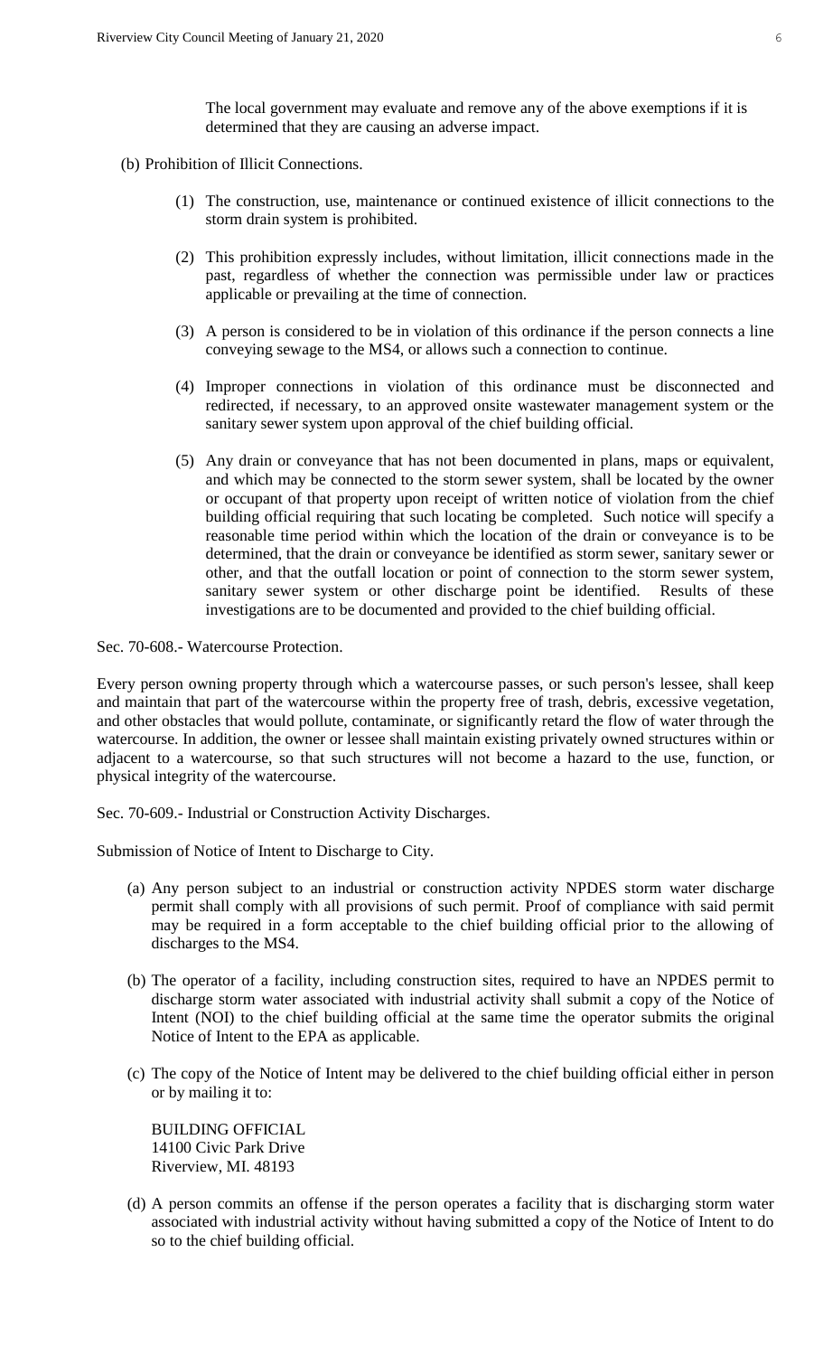The local government may evaluate and remove any of the above exemptions if it is determined that they are causing an adverse impact.

(b) Prohibition of Illicit Connections.

(1) The construction, use, maintenance or continued existence of illicit connections to the storm drain system is prohibited.

(2) This prohibition expressly includes, without limitation, illicit connections made in the past, regardless of whether the connection was permissible under law or practices applicable or prevailing at the time of connection.

(3) A person is considered to be in violation of this ordinance if the person connects a line conveying sewage to the MS4, or allows such a connection to continue.

(4) Improper connections in violation of this ordinance must be disconnected and redirected, if necessary, to an approved onsite wastewater management system or the sanitary sewer system upon approval of the chief building official.

(5) Any drain or conveyance that has not been documented in plans, maps or equivalent, and which may be connected to the storm sewer system, shall be located by the owner or occupant of that property upon receipt of written notice of violation from the chief building official requiring that such locating be completed. Such notice will specify a reasonable time period within which the location of the drain or conveyance is to be determined, that the drain or conveyance be identified as storm sewer, sanitary sewer or other, and that the outfall location or point of connection to the storm sewer system, sanitary sewer system or other discharge point be identified. Results of these investigations are to be documented and provided to the chief building official.

Sec. 70-608.- Watercourse Protection.

Every person owning property through which a watercourse passes, or such person's lessee, shall keep and maintain that part of the watercourse within the property free of trash, debris, excessive vegetation, and other obstacles that would pollute, contaminate, or significantly retard the flow of water through the watercourse. In addition, the owner or lessee shall maintain existing privately owned structures within or adjacent to a watercourse, so that such structures will not become a hazard to the use, function, or physical integrity of the watercourse.

Sec. 70-609.- Industrial or Construction Activity Discharges.

Submission of Notice of Intent to Discharge to City.

(a) Any person subject to an industrial or construction activity NPDES storm water discharge permit shall comply with all provisions of such permit. Proof of compliance with said permit may be required in a form acceptable to the chief building official prior to the allowing of discharges to the MS4.

(b) The operator of a facility, including construction sites, required to have an NPDES permit to discharge storm water associated with industrial activity shall submit a copy of the Notice of Intent (NOI) to the chief building official at the same time the operator submits the original Notice of Intent to the EPA as applicable.

(c) The copy of the Notice of Intent may be delivered to the chief building official either in person or by mailing it to:

BUILDING OFFICIAL
14100 Civic Park Drive
Riverview, MI. 48193

(d) A person commits an offense if the person operates a facility that is discharging storm water associated with industrial activity without having submitted a copy of the Notice of Intent to do so to the chief building official.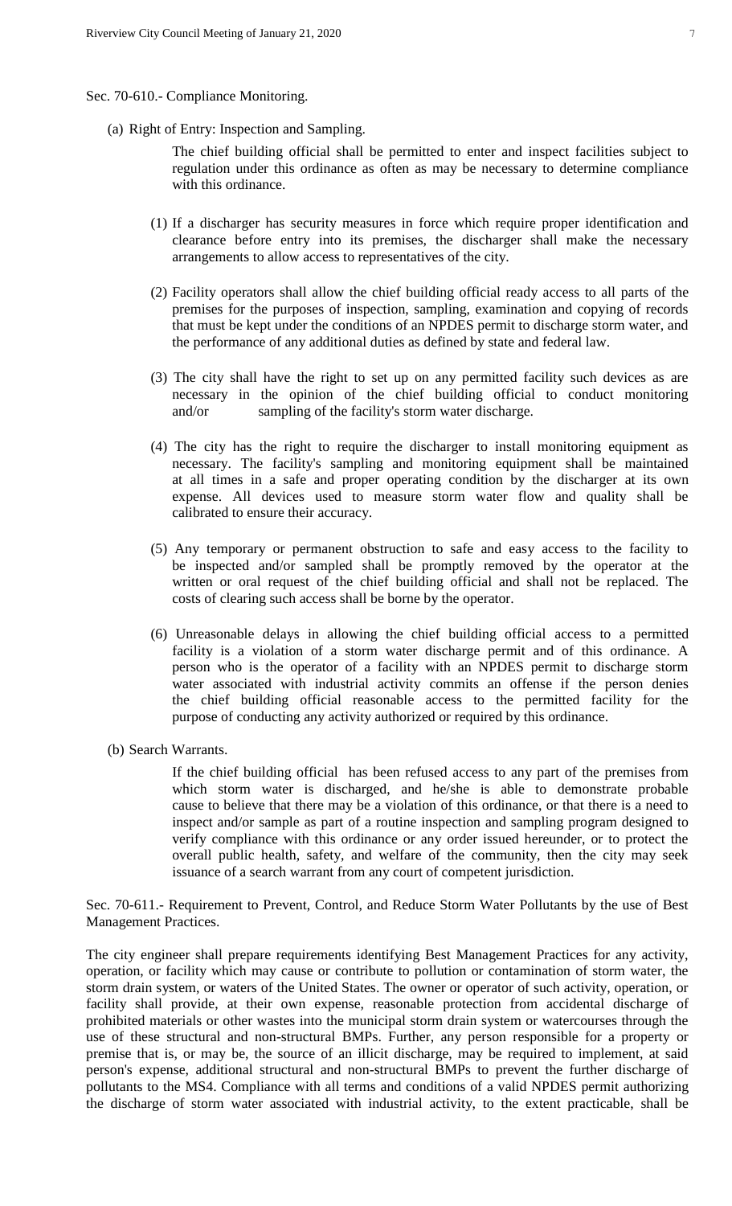Sec. 70-610.- Compliance Monitoring.

(a) Right of Entry: Inspection and Sampling.

The chief building official shall be permitted to enter and inspect facilities subject to regulation under this ordinance as often as may be necessary to determine compliance with this ordinance.

(1) If a discharger has security measures in force which require proper identification and clearance before entry into its premises, the discharger shall make the necessary arrangements to allow access to representatives of the city.

(2) Facility operators shall allow the chief building official ready access to all parts of the premises for the purposes of inspection, sampling, examination and copying of records that must be kept under the conditions of an NPDES permit to discharge storm water, and the performance of any additional duties as defined by state and federal law.

(3) The city shall have the right to set up on any permitted facility such devices as are necessary in the opinion of the chief building official to conduct monitoring and/or sampling of the facility's storm water discharge.

(4) The city has the right to require the discharger to install monitoring equipment as necessary. The facility's sampling and monitoring equipment shall be maintained at all times in a safe and proper operating condition by the discharger at its own expense. All devices used to measure storm water flow and quality shall be calibrated to ensure their accuracy.

(5) Any temporary or permanent obstruction to safe and easy access to the facility to be inspected and/or sampled shall be promptly removed by the operator at the written or oral request of the chief building official and shall not be replaced. The costs of clearing such access shall be borne by the operator.

(6) Unreasonable delays in allowing the chief building official access to a permitted facility is a violation of a storm water discharge permit and of this ordinance. A person who is the operator of a facility with an NPDES permit to discharge storm water associated with industrial activity commits an offense if the person denies the chief building official reasonable access to the permitted facility for the purpose of conducting any activity authorized or required by this ordinance.

(b) Search Warrants.

If the chief building official has been refused access to any part of the premises from which storm water is discharged, and he/she is able to demonstrate probable cause to believe that there may be a violation of this ordinance, or that there is a need to inspect and/or sample as part of a routine inspection and sampling program designed to verify compliance with this ordinance or any order issued hereunder, or to protect the overall public health, safety, and welfare of the community, then the city may seek issuance of a search warrant from any court of competent jurisdiction.

Sec. 70-611.- Requirement to Prevent, Control, and Reduce Storm Water Pollutants by the use of Best Management Practices.

The city engineer shall prepare requirements identifying Best Management Practices for any activity, operation, or facility which may cause or contribute to pollution or contamination of storm water, the storm drain system, or waters of the United States. The owner or operator of such activity, operation, or facility shall provide, at their own expense, reasonable protection from accidental discharge of prohibited materials or other wastes into the municipal storm drain system or watercourses through the use of these structural and non-structural BMPs. Further, any person responsible for a property or premise that is, or may be, the source of an illicit discharge, may be required to implement, at said person's expense, additional structural and non-structural BMPs to prevent the further discharge of pollutants to the MS4. Compliance with all terms and conditions of a valid NPDES permit authorizing the discharge of storm water associated with industrial activity, to the extent practicable, shall be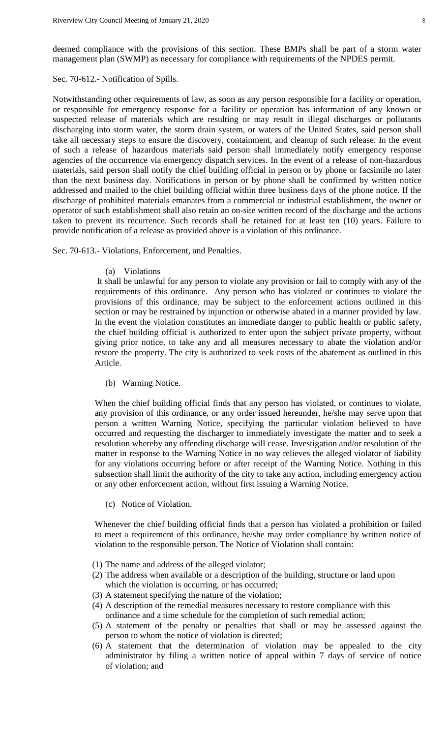deemed compliance with the provisions of this section. These BMPs shall be part of a storm water management plan (SWMP) as necessary for compliance with requirements of the NPDES permit.

Sec. 70-612.- Notification of Spills.

Notwithstanding other requirements of law, as soon as any person responsible for a facility or operation, or responsible for emergency response for a facility or operation has information of any known or suspected release of materials which are resulting or may result in illegal discharges or pollutants discharging into storm water, the storm drain system, or waters of the United States, said person shall take all necessary steps to ensure the discovery, containment, and cleanup of such release. In the event of such a release of hazardous materials said person shall immediately notify emergency response agencies of the occurrence via emergency dispatch services. In the event of a release of non-hazardous materials, said person shall notify the chief building official in person or by phone or facsimile no later than the next business day. Notifications in person or by phone shall be confirmed by written notice addressed and mailed to the chief building official within three business days of the phone notice. If the discharge of prohibited materials emanates from a commercial or industrial establishment, the owner or operator of such establishment shall also retain an on-site written record of the discharge and the actions taken to prevent its recurrence. Such records shall be retained for at least ten (10) years. Failure to provide notification of a release as provided above is a violation of this ordinance.

Sec. 70-613.- Violations, Enforcement, and Penalties.

(a) Violations

It shall be unlawful for any person to violate any provision or fail to comply with any of the requirements of this ordinance. Any person who has violated or continues to violate the provisions of this ordinance, may be subject to the enforcement actions outlined in this section or may be restrained by injunction or otherwise abated in a manner provided by law. In the event the violation constitutes an immediate danger to public health or public safety, the chief building official is authorized to enter upon the subject private property, without giving prior notice, to take any and all measures necessary to abate the violation and/or restore the property. The city is authorized to seek costs of the abatement as outlined in this Article.

(b) Warning Notice.

When the chief building official finds that any person has violated, or continues to violate, any provision of this ordinance, or any order issued hereunder, he/she may serve upon that person a written Warning Notice, specifying the particular violation believed to have occurred and requesting the discharger to immediately investigate the matter and to seek a resolution whereby any offending discharge will cease. Investigation and/or resolution of the matter in response to the Warning Notice in no way relieves the alleged violator of liability for any violations occurring before or after receipt of the Warning Notice. Nothing in this subsection shall limit the authority of the city to take any action, including emergency action or any other enforcement action, without first issuing a Warning Notice.

(c) Notice of Violation.

Whenever the chief building official finds that a person has violated a prohibition or failed to meet a requirement of this ordinance, he/she may order compliance by written notice of violation to the responsible person. The Notice of Violation shall contain:

(1) The name and address of the alleged violator;
(2) The address when available or a description of the building, structure or land upon which the violation is occurring, or has occurred;
(3) A statement specifying the nature of the violation;
(4) A description of the remedial measures necessary to restore compliance with this ordinance and a time schedule for the completion of such remedial action;
(5) A statement of the penalty or penalties that shall or may be assessed against the person to whom the notice of violation is directed;
(6) A statement that the determination of violation may be appealed to the city administrator by filing a written notice of appeal within 7 days of service of notice of violation; and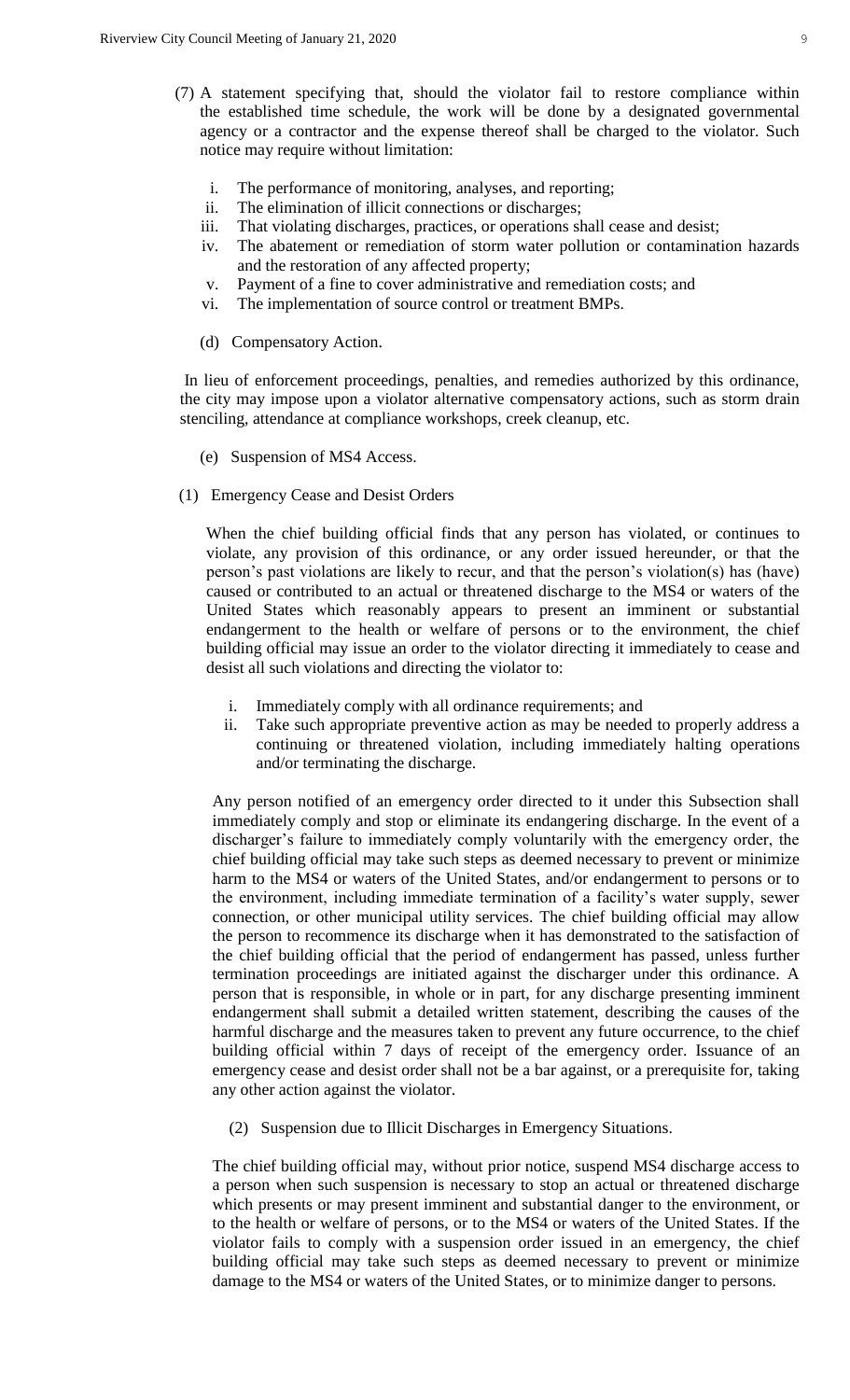(7) A statement specifying that, should the violator fail to restore compliance within the established time schedule, the work will be done by a designated governmental agency or a contractor and the expense thereof shall be charged to the violator. Such notice may require without limitation:

  i. The performance of monitoring, analyses, and reporting;
  ii. The elimination of illicit connections or discharges;
  iii. That violating discharges, practices, or operations shall cease and desist;
  iv. The abatement or remediation of storm water pollution or contamination hazards and the restoration of any affected property;
  v. Payment of a fine to cover administrative and remediation costs; and
  vi. The implementation of source control or treatment BMPs.

(d) Compensatory Action.

In lieu of enforcement proceedings, penalties, and remedies authorized by this ordinance, the city may impose upon a violator alternative compensatory actions, such as storm drain stenciling, attendance at compliance workshops, creek cleanup, etc.

(e) Suspension of MS4 Access.

(1) Emergency Cease and Desist Orders

When the chief building official finds that any person has violated, or continues to violate, any provision of this ordinance, or any order issued hereunder, or that the person's past violations are likely to recur, and that the person's violation(s) has (have) caused or contributed to an actual or threatened discharge to the MS4 or waters of the United States which reasonably appears to present an imminent or substantial endangerment to the health or welfare of persons or to the environment, the chief building official may issue an order to the violator directing it immediately to cease and desist all such violations and directing the violator to:

  i. Immediately comply with all ordinance requirements; and
  ii. Take such appropriate preventive action as may be needed to properly address a continuing or threatened violation, including immediately halting operations and/or terminating the discharge.

Any person notified of an emergency order directed to it under this Subsection shall immediately comply and stop or eliminate its endangering discharge. In the event of a discharger's failure to immediately comply voluntarily with the emergency order, the chief building official may take such steps as deemed necessary to prevent or minimize harm to the MS4 or waters of the United States, and/or endangerment to persons or to the environment, including immediate termination of a facility's water supply, sewer connection, or other municipal utility services. The chief building official may allow the person to recommence its discharge when it has demonstrated to the satisfaction of the chief building official that the period of endangerment has passed, unless further termination proceedings are initiated against the discharger under this ordinance. A person that is responsible, in whole or in part, for any discharge presenting imminent endangerment shall submit a detailed written statement, describing the causes of the harmful discharge and the measures taken to prevent any future occurrence, to the chief building official within 7 days of receipt of the emergency order. Issuance of an emergency cease and desist order shall not be a bar against, or a prerequisite for, taking any other action against the violator.

(2) Suspension due to Illicit Discharges in Emergency Situations.

The chief building official may, without prior notice, suspend MS4 discharge access to a person when such suspension is necessary to stop an actual or threatened discharge which presents or may present imminent and substantial danger to the environment, or to the health or welfare of persons, or to the MS4 or waters of the United States. If the violator fails to comply with a suspension order issued in an emergency, the chief building official may take such steps as deemed necessary to prevent or minimize damage to the MS4 or waters of the United States, or to minimize danger to persons.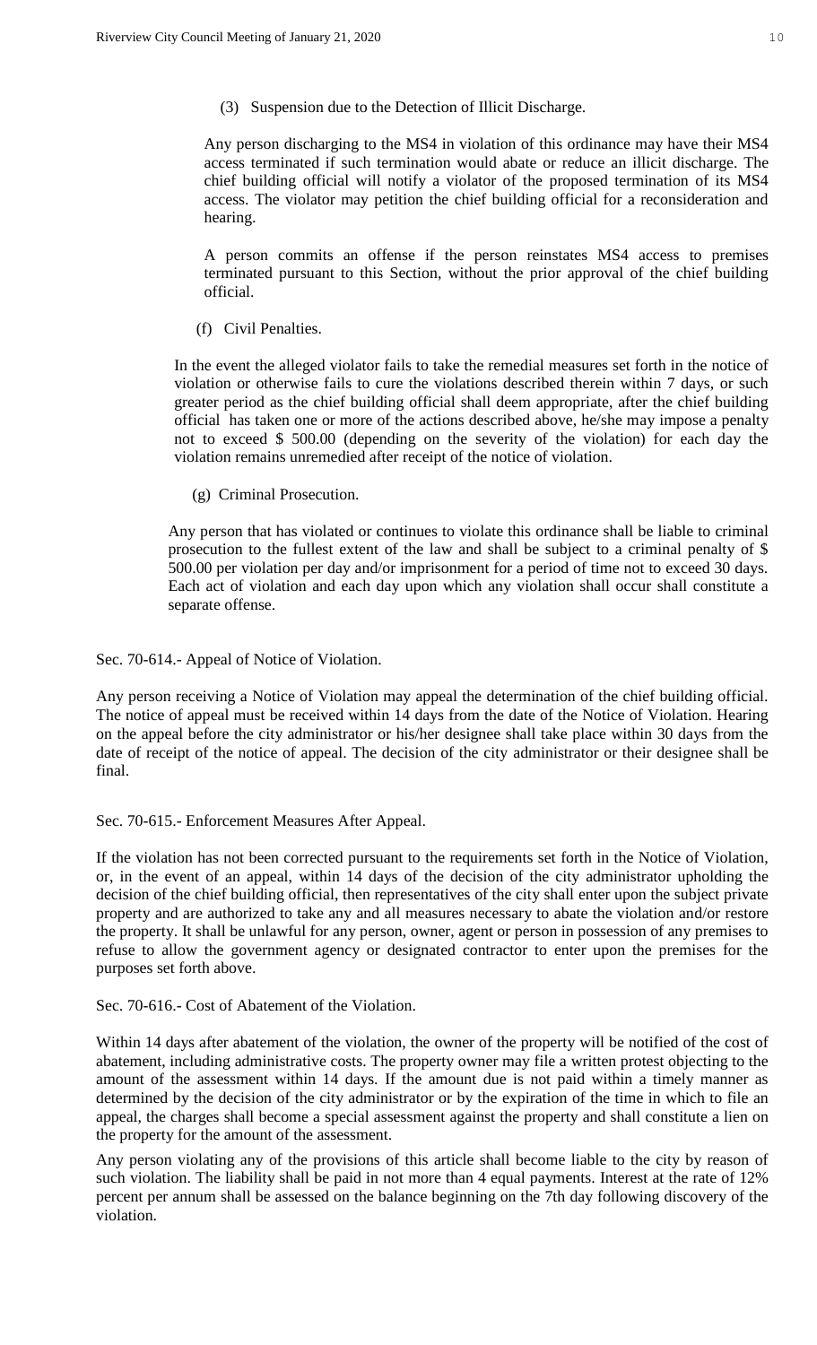(3) Suspension due to the Detection of Illicit Discharge.

Any person discharging to the MS4 in violation of this ordinance may have their MS4 access terminated if such termination would abate or reduce an illicit discharge. The chief building official will notify a violator of the proposed termination of its MS4 access. The violator may petition the chief building official for a reconsideration and hearing.

A person commits an offense if the person reinstates MS4 access to premises terminated pursuant to this Section, without the prior approval of the chief building official.

(f) Civil Penalties.

In the event the alleged violator fails to take the remedial measures set forth in the notice of violation or otherwise fails to cure the violations described therein within 7 days, or such greater period as the chief building official shall deem appropriate, after the chief building official has taken one or more of the actions described above, he/she may impose a penalty not to exceed $ 500.00 (depending on the severity of the violation) for each day the violation remains unremedied after receipt of the notice of violation.

(g) Criminal Prosecution.

Any person that has violated or continues to violate this ordinance shall be liable to criminal prosecution to the fullest extent of the law and shall be subject to a criminal penalty of $ 500.00 per violation per day and/or imprisonment for a period of time not to exceed 30 days. Each act of violation and each day upon which any violation shall occur shall constitute a separate offense.

Sec. 70-614.- Appeal of Notice of Violation.

Any person receiving a Notice of Violation may appeal the determination of the chief building official. The notice of appeal must be received within 14 days from the date of the Notice of Violation. Hearing on the appeal before the city administrator or his/her designee shall take place within 30 days from the date of receipt of the notice of appeal. The decision of the city administrator or their designee shall be final.

Sec. 70-615.- Enforcement Measures After Appeal.

If the violation has not been corrected pursuant to the requirements set forth in the Notice of Violation, or, in the event of an appeal, within 14 days of the decision of the city administrator upholding the decision of the chief building official, then representatives of the city shall enter upon the subject private property and are authorized to take any and all measures necessary to abate the violation and/or restore the property. It shall be unlawful for any person, owner, agent or person in possession of any premises to refuse to allow the government agency or designated contractor to enter upon the premises for the purposes set forth above.

Sec. 70-616.- Cost of Abatement of the Violation.

Within 14 days after abatement of the violation, the owner of the property will be notified of the cost of abatement, including administrative costs. The property owner may file a written protest objecting to the amount of the assessment within 14 days. If the amount due is not paid within a timely manner as determined by the decision of the city administrator or by the expiration of the time in which to file an appeal, the charges shall become a special assessment against the property and shall constitute a lien on the property for the amount of the assessment.

Any person violating any of the provisions of this article shall become liable to the city by reason of such violation. The liability shall be paid in not more than 4 equal payments. Interest at the rate of 12% percent per annum shall be assessed on the balance beginning on the 7th day following discovery of the violation.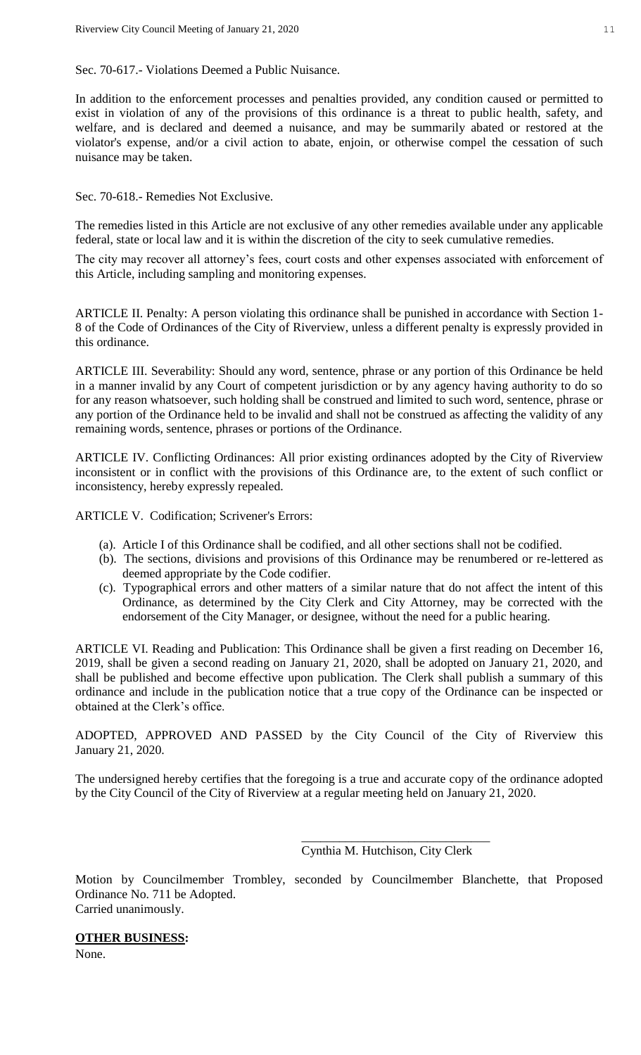Sec. 70-617.- Violations Deemed a Public Nuisance.

In addition to the enforcement processes and penalties provided, any condition caused or permitted to exist in violation of any of the provisions of this ordinance is a threat to public health, safety, and welfare, and is declared and deemed a nuisance, and may be summarily abated or restored at the violator's expense, and/or a civil action to abate, enjoin, or otherwise compel the cessation of such nuisance may be taken.

Sec. 70-618.- Remedies Not Exclusive.

The remedies listed in this Article are not exclusive of any other remedies available under any applicable federal, state or local law and it is within the discretion of the city to seek cumulative remedies.

The city may recover all attorney's fees, court costs and other expenses associated with enforcement of this Article, including sampling and monitoring expenses.

ARTICLE II. Penalty: A person violating this ordinance shall be punished in accordance with Section 1-8 of the Code of Ordinances of the City of Riverview, unless a different penalty is expressly provided in this ordinance.

ARTICLE III. Severability: Should any word, sentence, phrase or any portion of this Ordinance be held in a manner invalid by any Court of competent jurisdiction or by any agency having authority to do so for any reason whatsoever, such holding shall be construed and limited to such word, sentence, phrase or any portion of the Ordinance held to be invalid and shall not be construed as affecting the validity of any remaining words, sentence, phrases or portions of the Ordinance.

ARTICLE IV. Conflicting Ordinances: All prior existing ordinances adopted by the City of Riverview inconsistent or in conflict with the provisions of this Ordinance are, to the extent of such conflict or inconsistency, hereby expressly repealed.

ARTICLE V. Codification; Scrivener's Errors:

(a). Article I of this Ordinance shall be codified, and all other sections shall not be codified.

(b). The sections, divisions and provisions of this Ordinance may be renumbered or re-lettered as deemed appropriate by the Code codifier.

(c). Typographical errors and other matters of a similar nature that do not affect the intent of this Ordinance, as determined by the City Clerk and City Attorney, may be corrected with the endorsement of the City Manager, or designee, without the need for a public hearing.

ARTICLE VI. Reading and Publication: This Ordinance shall be given a first reading on December 16, 2019, shall be given a second reading on January 21, 2020, shall be adopted on January 21, 2020, and shall be published and become effective upon publication. The Clerk shall publish a summary of this ordinance and include in the publication notice that a true copy of the Ordinance can be inspected or obtained at the Clerk's office.

ADOPTED, APPROVED AND PASSED by the City Council of the City of Riverview this January 21, 2020.

The undersigned hereby certifies that the foregoing is a true and accurate copy of the ordinance adopted by the City Council of the City of Riverview at a regular meeting held on January 21, 2020.

\_\_\_\_\_\_\_\_\_\_\_\_\_\_\_\_\_\_\_\_\_\_\_\_\_\_\_\_\_\_

Cynthia M. Hutchison, City Clerk

Motion by Councilmember Trombley, seconded by Councilmember Blanchette, that Proposed Ordinance No. 711 be Adopted.
Carried unanimously.

**OTHER BUSINESS:**

None.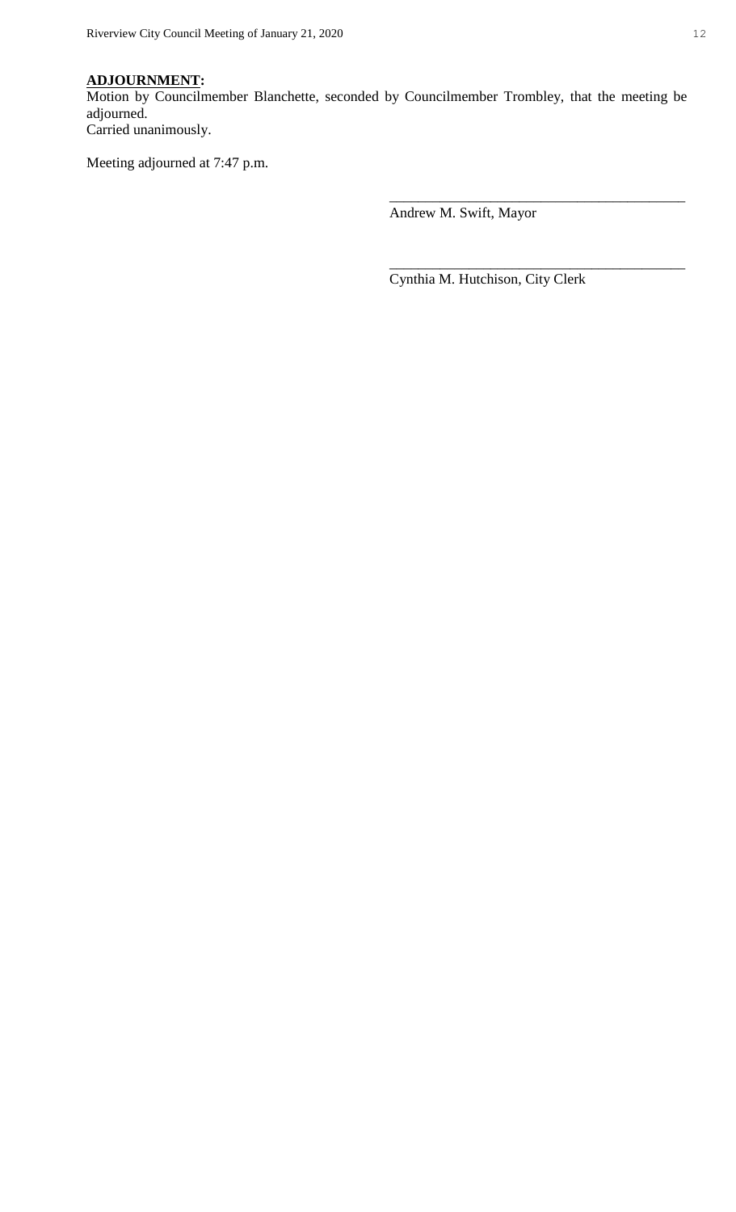**ADJOURNMENT:**

Motion by Councilmember Blanchette, seconded by Councilmember Trombley, that the meeting be adjourned.
Carried unanimously.

Meeting adjourned at 7:47 p.m.

\_\_\_\_\_\_\_\_\_\_\_\_\_\_\_\_\_\_\_\_\_\_\_\_\_\_\_\_\_\_\_\_\_\_\_\_\_\_\_\_\_\_
Andrew M. Swift, Mayor

\_\_\_\_\_\_\_\_\_\_\_\_\_\_\_\_\_\_\_\_\_\_\_\_\_\_\_\_\_\_\_\_\_\_\_\_\_\_\_\_\_\_
Cynthia M. Hutchison, City Clerk